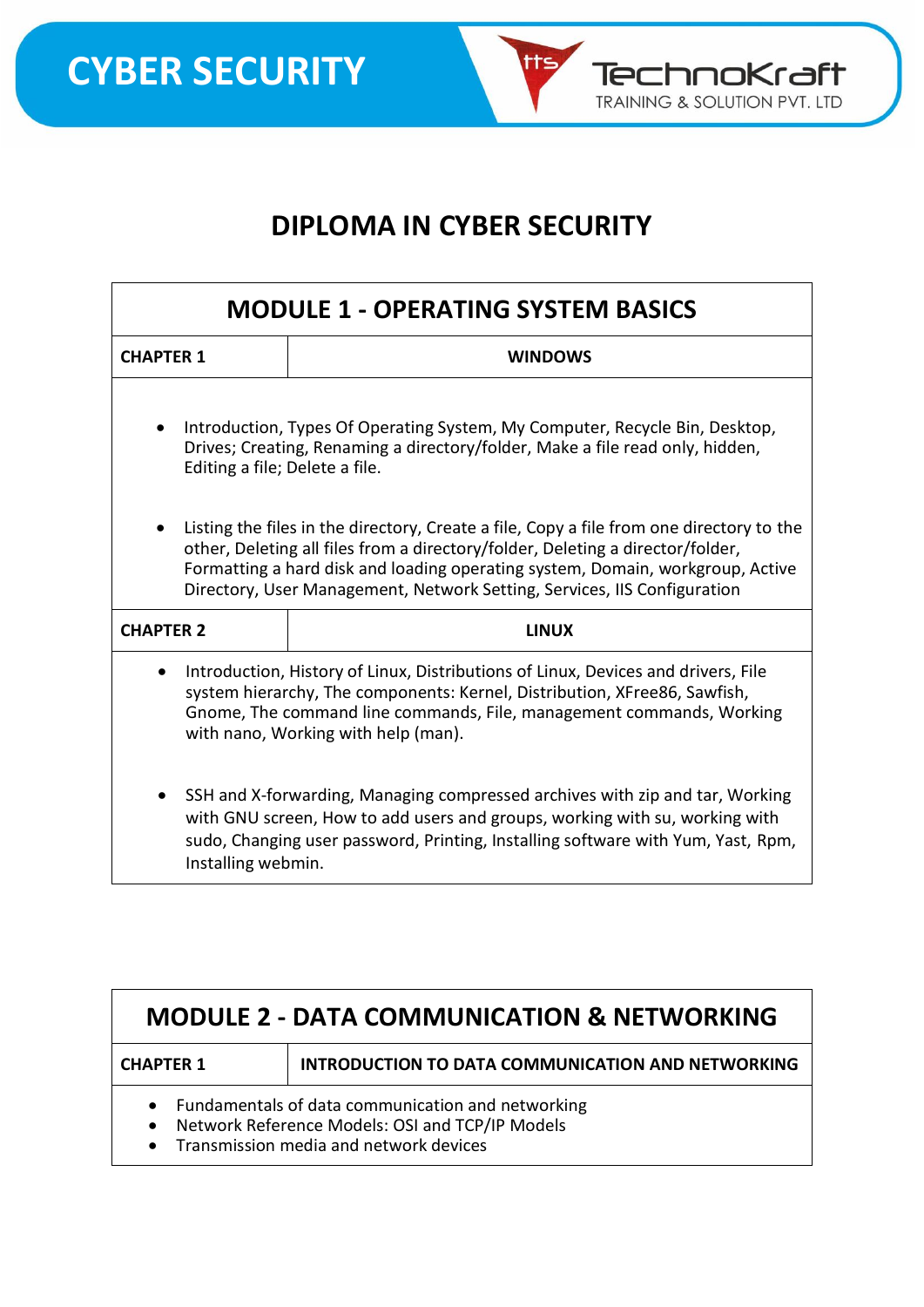# CYBER SECURITY

TechnoKraft TRAINING & SOLUTION PVT. LTD

## DIPLOMA IN CYBER SECURITY

### MODULE 1 - OPERATING SYSTEM BASICS

| CHAPTER 1 | WINDOWS |
|---|---|

- Introduction, Types Of Operating System, My Computer, Recycle Bin, Desktop, Drives; Creating, Renaming a directory/folder, Make a file read only, hidden, Editing a file; Delete a file.

- Listing the files in the directory, Create a file, Copy a file from one directory to the other, Deleting all files from a directory/folder, Deleting a director/folder, Formatting a hard disk and loading operating system, Domain, workgroup, Active Directory, User Management, Network Setting, Services, IIS Configuration

| CHAPTER 2 | LINUX |
|---|---|

- Introduction, History of Linux, Distributions of Linux, Devices and drivers, File system hierarchy, The components: Kernel, Distribution, XFree86, Sawfish, Gnome, The command line commands, File, management commands, Working with nano, Working with help (man).

- SSH and X-forwarding, Managing compressed archives with zip and tar, Working with GNU screen, How to add users and groups, working with su, working with sudo, Changing user password, Printing, Installing software with Yum, Yast, Rpm, Installing webmin.

### MODULE 2 - DATA COMMUNICATION & NETWORKING

| CHAPTER 1 | INTRODUCTION TO DATA COMMUNICATION AND NETWORKING |
|---|---|

- Fundamentals of data communication and networking
- Network Reference Models: OSI and TCP/IP Models
- Transmission media and network devices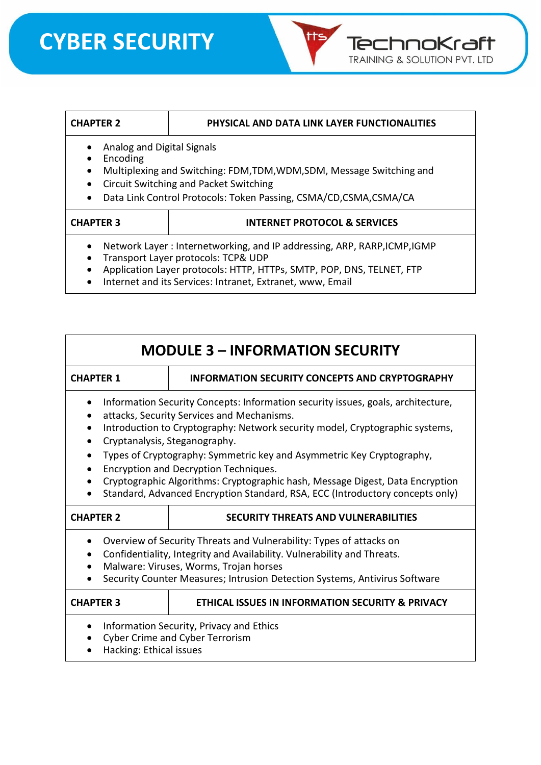| CHAPTER 2 | PHYSICAL AND DATA LINK LAYER FUNCTIONALITIES |
|---|---|

- Analog and Digital Signals
- Encoding
- Multiplexing and Switching: FDM,TDM,WDM,SDM, Message Switching and
- Circuit Switching and Packet Switching
- Data Link Control Protocols: Token Passing, CSMA/CD,CSMA,CSMA/CA

| CHAPTER 3 | INTERNET PROTOCOL & SERVICES |
|---|---|

- Network Layer : Internetworking, and IP addressing, ARP, RARP,ICMP,IGMP
- Transport Layer protocols: TCP& UDP
- Application Layer protocols: HTTP, HTTPs, SMTP, POP, DNS, TELNET, FTP
- Internet and its Services: Intranet, Extranet, www, Email

## MODULE 3 – INFORMATION SECURITY

| CHAPTER 1 | INFORMATION SECURITY CONCEPTS AND CRYPTOGRAPHY |
|---|---|

- Information Security Concepts: Information security issues, goals, architecture,
- attacks, Security Services and Mechanisms.
- Introduction to Cryptography: Network security model, Cryptographic systems,
- Cryptanalysis, Steganography.
- Types of Cryptography: Symmetric key and Asymmetric Key Cryptography,
- Encryption and Decryption Techniques.
- Cryptographic Algorithms: Cryptographic hash, Message Digest, Data Encryption
- Standard, Advanced Encryption Standard, RSA, ECC (Introductory concepts only)

| CHAPTER 2 | SECURITY THREATS AND VULNERABILITIES |
|---|---|

- Overview of Security Threats and Vulnerability: Types of attacks on
- Confidentiality, Integrity and Availability. Vulnerability and Threats.
- Malware: Viruses, Worms, Trojan horses
- Security Counter Measures; Intrusion Detection Systems, Antivirus Software

| CHAPTER 3 | ETHICAL ISSUES IN INFORMATION SECURITY & PRIVACY |
|---|---|

- Information Security, Privacy and Ethics
- Cyber Crime and Cyber Terrorism
- Hacking: Ethical issues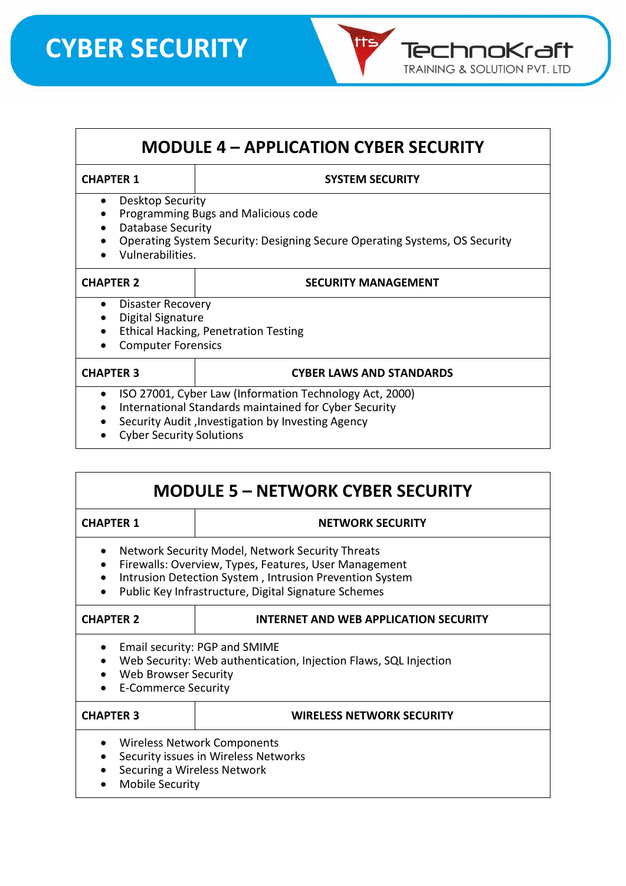## MODULE 4 – APPLICATION CYBER SECURITY

| CHAPTER 1 | SYSTEM SECURITY |
|---|---|

- Desktop Security
- Programming Bugs and Malicious code
- Database Security
- Operating System Security: Designing Secure Operating Systems, OS Security
- Vulnerabilities.

| CHAPTER 2 | SECURITY MANAGEMENT |
|---|---|

- Disaster Recovery
- Digital Signature
- Ethical Hacking, Penetration Testing
- Computer Forensics

| CHAPTER 3 | CYBER LAWS AND STANDARDS |
|---|---|

- ISO 27001, Cyber Law (Information Technology Act, 2000)
- International Standards maintained for Cyber Security
- Security Audit ,Investigation by Investing Agency
- Cyber Security Solutions

## MODULE 5 – NETWORK CYBER SECURITY

| CHAPTER 1 | NETWORK SECURITY |
|---|---|

- Network Security Model, Network Security Threats
- Firewalls: Overview, Types, Features, User Management
- Intrusion Detection System , Intrusion Prevention System
- Public Key Infrastructure, Digital Signature Schemes

| CHAPTER 2 | INTERNET AND WEB APPLICATION SECURITY |
|---|---|

- Email security: PGP and SMIME
- Web Security: Web authentication, Injection Flaws, SQL Injection
- Web Browser Security
- E-Commerce Security

| CHAPTER 3 | WIRELESS NETWORK SECURITY |
|---|---|

- Wireless Network Components
- Security issues in Wireless Networks
- Securing a Wireless Network
- Mobile Security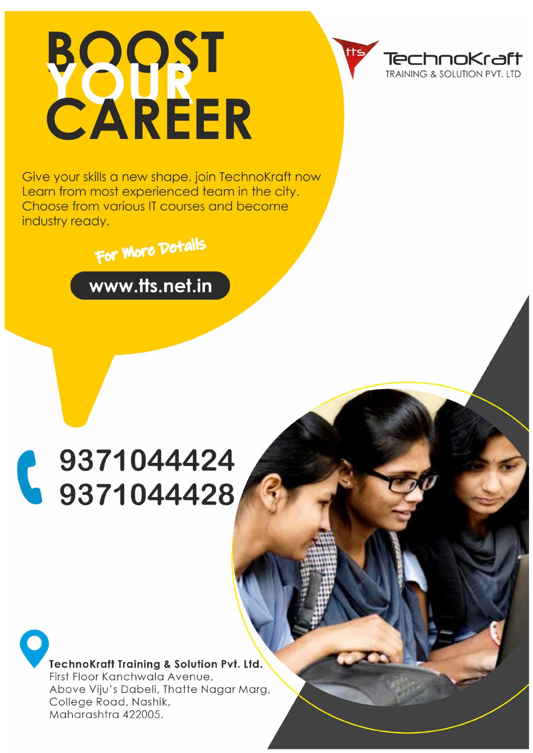# BOOST YOUR CAREER

TechnoKraft
TRAINING & SOLUTION PVT. LTD

Give your skills a new shape, join TechnoKraft now
Learn from most experienced team in the city.
Choose from various IT courses and become
industry ready.

For More Details

**www.tts.net.in**

**9371044424**
**9371044428**

**TechnoKraft Training & Solution Pvt. Ltd.**
First Floor Kanchwala Avenue,
Above Viju's Dabeli, Thatte Nagar Marg,
College Road, Nashik,
Maharashtra 422005.